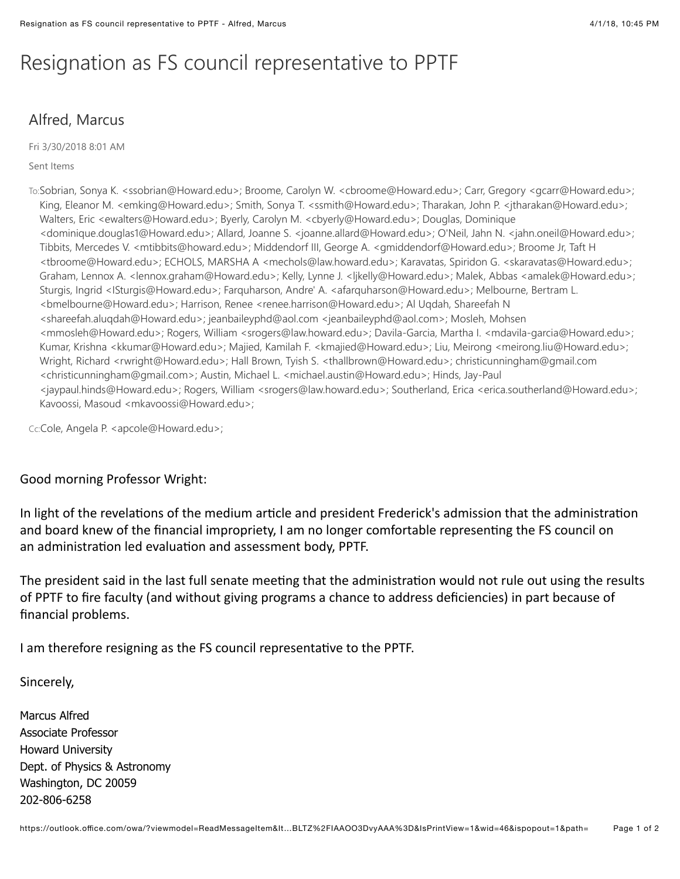# Resignation as FS council representative to PPTF

## Alfred, Marcus

Fri 3/30/2018 8:01 AM

Sent Items

To: Sobrian, Sonya K. <ssobrian@Howard.edu>; Broome, Carolyn W. <cbroome@Howard.edu>; Carr, Gregory <gcarr@Howard.edu>; King, Eleanor M. <emking@Howard.edu>; Smith, Sonya T. <ssmith@Howard.edu>; Tharakan, John P. <jtharakan@Howard.edu>; Walters, Eric <ewalters@Howard.edu>; Byerly, Carolyn M. <cbyerly@Howard.edu>; Douglas, Dominique <dominique.douglas1@Howard.edu>; Allard, Joanne S. <joanne.allard@Howard.edu>; O'Neil, Jahn N. <jahn.oneil@Howard.edu>; Tibbits, Mercedes V. <mtibbits@howard.edu>; Middendorf III, George A. <gmiddendorf@Howard.edu>; Broome Jr, Taft H <tbroome@Howard.edu>; ECHOLS, MARSHA A <mechols@law.howard.edu>; Karavatas, Spiridon G. <skaravatas@Howard.edu>; Graham, Lennox A. <lennox.graham@Howard.edu>; Kelly, Lynne J. <ljkelly@Howard.edu>; Malek, Abbas <amalek@Howard.edu>; Sturgis, Ingrid <ISturgis@Howard.edu>; Farquharson, Andre' A. <afarquharson@Howard.edu>; Melbourne, Bertram L. <bmelbourne@Howard.edu>; Harrison, Renee <renee.harrison@Howard.edu>; Al Uqdah, Shareefah N <shareefah.aluqdah@Howard.edu>; jeanbaileyphd@aol.com <jeanbaileyphd@aol.com>; Mosleh, Mohsen <mmosleh@Howard.edu>; Rogers, William <srogers@law.howard.edu>; Davila-Garcia, Martha I. <mdavila-garcia@Howard.edu>; Kumar, Krishna <kkumar@Howard.edu>; Majied, Kamilah F. <kmajied@Howard.edu>; Liu, Meirong <meirong.liu@Howard.edu>; Wright, Richard <rwright@Howard.edu>; Hall Brown, Tyish S. <thallbrown@Howard.edu>; christicunningham@gmail.com <christicunningham@gmail.com>; Austin, Michael L. <michael.austin@Howard.edu>; Hinds, Jay-Paul <jaypaul.hinds@Howard.edu>; Rogers, William <srogers@law.howard.edu>; Southerland, Erica <erica.southerland@Howard.edu>; Kavoossi, Masoud <mkavoossi@Howard.edu>;

Cc: Cole, Angela P. <apcole@Howard.edu>;

Good morning Professor Wright:

In light of the revelations of the medium article and president Frederick's admission that the administration and board knew of the financial impropriety, I am no longer comfortable representing the FS council on an administration led evaluation and assessment body, PPTF.

The president said in the last full senate meeting that the administration would not rule out using the results of PPTF to fire faculty (and without giving programs a chance to address deficiencies) in part because of financial problems.

I am therefore resigning as the FS council representative to the PPTF.

Sincerely,

Marcus Alfred
Associate Professor
Howard University
Dept. of Physics & Astronomy
Washington, DC 20059
202-806-6258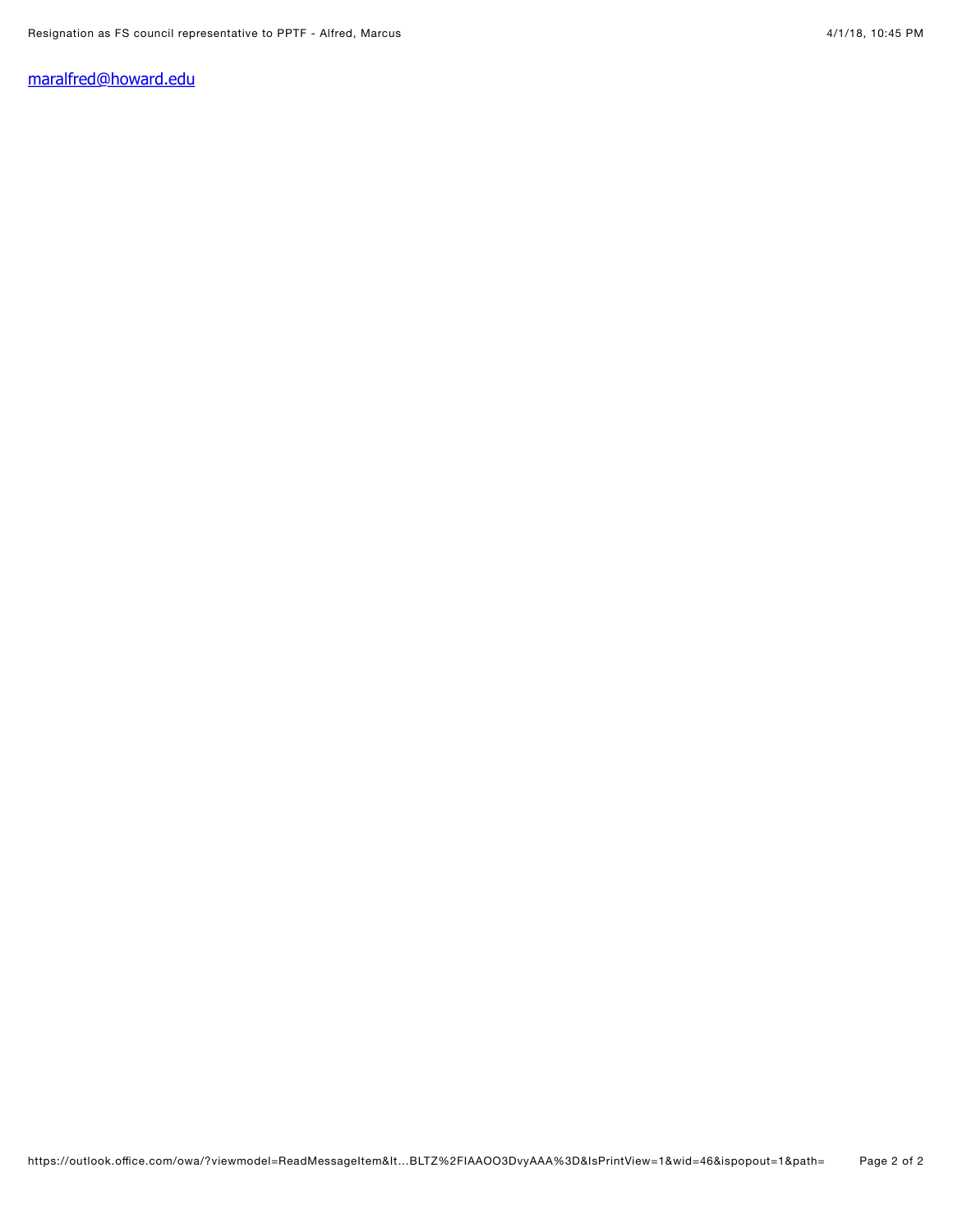[maralfred@howard.edu](mailto:maralfred@howard.edu)